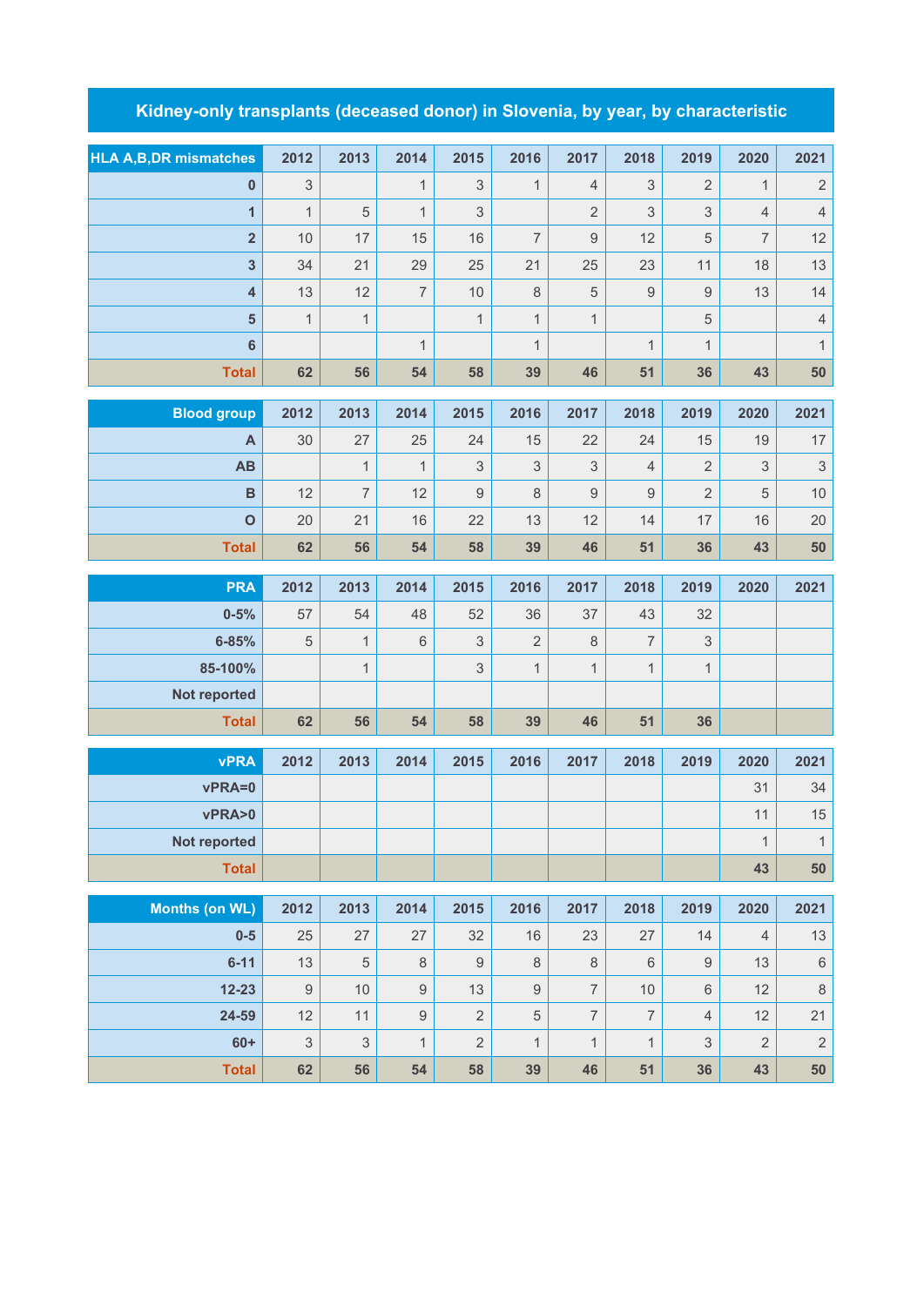# Kidney-only transplants (deceased donor) in Slovenia, by year, by characteristic

| HLA A,B,DR mismatches | 2012 | 2013 | 2014 | 2015 | 2016 | 2017 | 2018 | 2019 | 2020 | 2021 |
|---|---|---|---|---|---|---|---|---|---|---|
| 0 | 3 | | 1 | 3 | 1 | 4 | 3 | 2 | 1 | 2 |
| 1 | 1 | 5 | 1 | 3 | | 2 | 3 | 3 | 4 | 4 |
| 2 | 10 | 17 | 15 | 16 | 7 | 9 | 12 | 5 | 7 | 12 |
| 3 | 34 | 21 | 29 | 25 | 21 | 25 | 23 | 11 | 18 | 13 |
| 4 | 13 | 12 | 7 | 10 | 8 | 5 | 9 | 9 | 13 | 14 |
| 5 | 1 | 1 | | 1 | 1 | 1 | | 5 | | 4 |
| 6 | | | 1 | | 1 | | 1 | 1 | | 1 |
| **Total** | **62** | **56** | **54** | **58** | **39** | **46** | **51** | **36** | **43** | **50** |

| Blood group | 2012 | 2013 | 2014 | 2015 | 2016 | 2017 | 2018 | 2019 | 2020 | 2021 |
|---|---|---|---|---|---|---|---|---|---|---|
| A | 30 | 27 | 25 | 24 | 15 | 22 | 24 | 15 | 19 | 17 |
| AB | | 1 | 1 | 3 | 3 | 3 | 4 | 2 | 3 | 3 |
| B | 12 | 7 | 12 | 9 | 8 | 9 | 9 | 2 | 5 | 10 |
| O | 20 | 21 | 16 | 22 | 13 | 12 | 14 | 17 | 16 | 20 |
| **Total** | **62** | **56** | **54** | **58** | **39** | **46** | **51** | **36** | **43** | **50** |

| PRA | 2012 | 2013 | 2014 | 2015 | 2016 | 2017 | 2018 | 2019 | 2020 | 2021 |
|---|---|---|---|---|---|---|---|---|---|---|
| 0-5% | 57 | 54 | 48 | 52 | 36 | 37 | 43 | 32 | | |
| 6-85% | 5 | 1 | 6 | 3 | 2 | 8 | 7 | 3 | | |
| 85-100% | | 1 | | 3 | 1 | 1 | 1 | 1 | | |
| Not reported | | | | | | | | | | |
| **Total** | **62** | **56** | **54** | **58** | **39** | **46** | **51** | **36** | | |

| vPRA | 2012 | 2013 | 2014 | 2015 | 2016 | 2017 | 2018 | 2019 | 2020 | 2021 |
|---|---|---|---|---|---|---|---|---|---|---|
| vPRA=0 | | | | | | | | | 31 | 34 |
| vPRA>0 | | | | | | | | | 11 | 15 |
| Not reported | | | | | | | | | 1 | 1 |
| **Total** | | | | | | | | | **43** | **50** |

| Months (on WL) | 2012 | 2013 | 2014 | 2015 | 2016 | 2017 | 2018 | 2019 | 2020 | 2021 |
|---|---|---|---|---|---|---|---|---|---|---|
| 0-5 | 25 | 27 | 27 | 32 | 16 | 23 | 27 | 14 | 4 | 13 |
| 6-11 | 13 | 5 | 8 | 9 | 8 | 8 | 6 | 9 | 13 | 6 |
| 12-23 | 9 | 10 | 9 | 13 | 9 | 7 | 10 | 6 | 12 | 8 |
| 24-59 | 12 | 11 | 9 | 2 | 5 | 7 | 7 | 4 | 12 | 21 |
| 60+ | 3 | 3 | 1 | 2 | 1 | 1 | 1 | 3 | 2 | 2 |
| **Total** | **62** | **56** | **54** | **58** | **39** | **46** | **51** | **36** | **43** | **50** |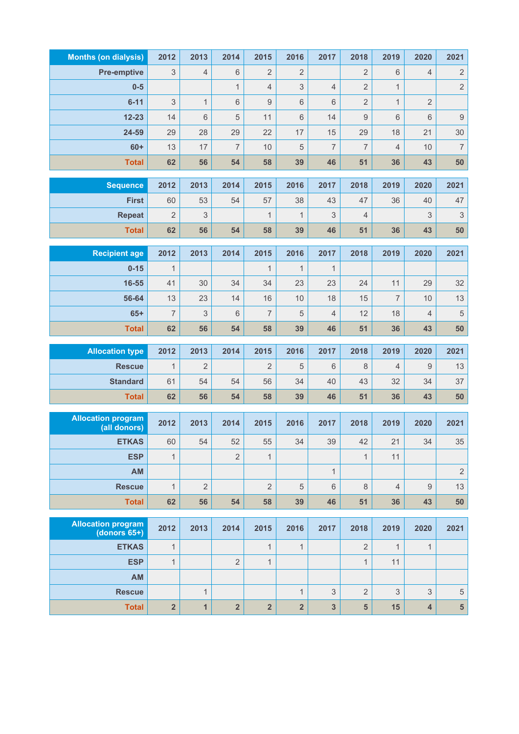| Months (on dialysis) | 2012 | 2013 | 2014 | 2015 | 2016 | 2017 | 2018 | 2019 | 2020 | 2021 |
|---|---|---|---|---|---|---|---|---|---|---|
| Pre-emptive | 3 | 4 | 6 | 2 | 2 | | 2 | 6 | 4 | 2 |
| 0-5 | | | 1 | 4 | 3 | 4 | 2 | 1 | | 2 |
| 6-11 | 3 | 1 | 6 | 9 | 6 | 6 | 2 | 1 | 2 | |
| 12-23 | 14 | 6 | 5 | 11 | 6 | 14 | 9 | 6 | 6 | 9 |
| 24-59 | 29 | 28 | 29 | 22 | 17 | 15 | 29 | 18 | 21 | 30 |
| 60+ | 13 | 17 | 7 | 10 | 5 | 7 | 7 | 4 | 10 | 7 |
| **Total** | **62** | **56** | **54** | **58** | **39** | **46** | **51** | **36** | **43** | **50** |

| Sequence | 2012 | 2013 | 2014 | 2015 | 2016 | 2017 | 2018 | 2019 | 2020 | 2021 |
|---|---|---|---|---|---|---|---|---|---|---|
| First | 60 | 53 | 54 | 57 | 38 | 43 | 47 | 36 | 40 | 47 |
| Repeat | 2 | 3 | | 1 | 1 | 3 | 4 | | 3 | 3 |
| **Total** | **62** | **56** | **54** | **58** | **39** | **46** | **51** | **36** | **43** | **50** |

| Recipient age | 2012 | 2013 | 2014 | 2015 | 2016 | 2017 | 2018 | 2019 | 2020 | 2021 |
|---|---|---|---|---|---|---|---|---|---|---|
| 0-15 | 1 | | | 1 | 1 | 1 | | | | |
| 16-55 | 41 | 30 | 34 | 34 | 23 | 23 | 24 | 11 | 29 | 32 |
| 56-64 | 13 | 23 | 14 | 16 | 10 | 18 | 15 | 7 | 10 | 13 |
| 65+ | 7 | 3 | 6 | 7 | 5 | 4 | 12 | 18 | 4 | 5 |
| **Total** | **62** | **56** | **54** | **58** | **39** | **46** | **51** | **36** | **43** | **50** |

| Allocation type | 2012 | 2013 | 2014 | 2015 | 2016 | 2017 | 2018 | 2019 | 2020 | 2021 |
|---|---|---|---|---|---|---|---|---|---|---|
| Rescue | 1 | 2 | | 2 | 5 | 6 | 8 | 4 | 9 | 13 |
| Standard | 61 | 54 | 54 | 56 | 34 | 40 | 43 | 32 | 34 | 37 |
| **Total** | **62** | **56** | **54** | **58** | **39** | **46** | **51** | **36** | **43** | **50** |

| Allocation program (all donors) | 2012 | 2013 | 2014 | 2015 | 2016 | 2017 | 2018 | 2019 | 2020 | 2021 |
|---|---|---|---|---|---|---|---|---|---|---|
| ETKAS | 60 | 54 | 52 | 55 | 34 | 39 | 42 | 21 | 34 | 35 |
| ESP | 1 | | 2 | 1 | | | 1 | 11 | | |
| AM | | | | | | 1 | | | | 2 |
| Rescue | 1 | 2 | | 2 | 5 | 6 | 8 | 4 | 9 | 13 |
| **Total** | **62** | **56** | **54** | **58** | **39** | **46** | **51** | **36** | **43** | **50** |

| Allocation program (donors 65+) | 2012 | 2013 | 2014 | 2015 | 2016 | 2017 | 2018 | 2019 | 2020 | 2021 |
|---|---|---|---|---|---|---|---|---|---|---|
| ETKAS | 1 | | | 1 | 1 | | 2 | 1 | 1 | |
| ESP | 1 | | 2 | 1 | | | 1 | 11 | | |
| AM | | | | | | | | | | |
| Rescue | | 1 | | | 1 | 3 | 2 | 3 | 3 | 5 |
| **Total** | **2** | **1** | **2** | **2** | **2** | **3** | **5** | **15** | **4** | **5** |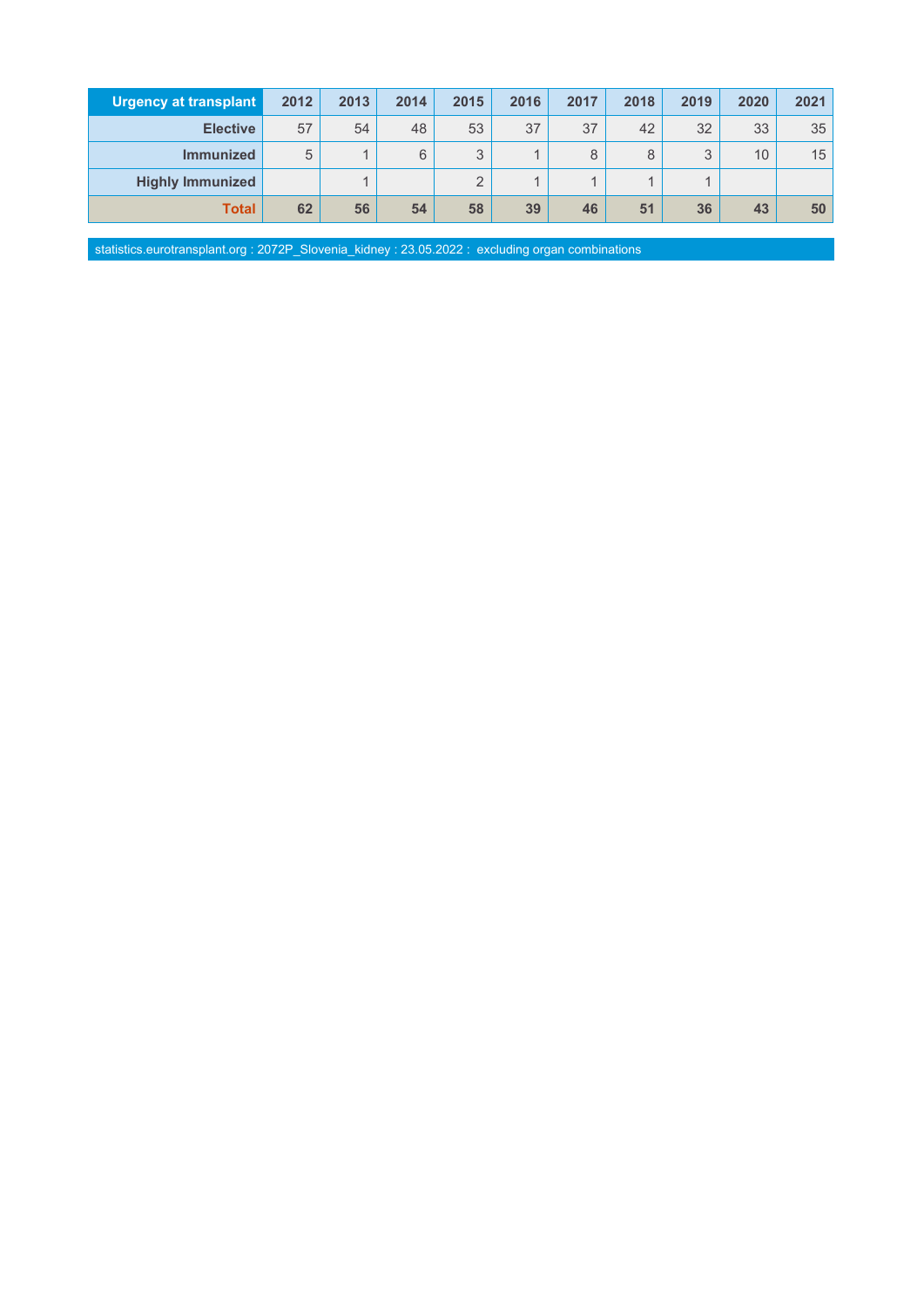| Urgency at transplant | 2012 | 2013 | 2014 | 2015 | 2016 | 2017 | 2018 | 2019 | 2020 | 2021 |
|---|---|---|---|---|---|---|---|---|---|---|
| **Elective** | 57 | 54 | 48 | 53 | 37 | 37 | 42 | 32 | 33 | 35 |
| **Immunized** | 5 | 1 | 6 | 3 | 1 | 8 | 8 | 3 | 10 | 15 |
| **Highly Immunized** | | 1 | | 2 | 1 | 1 | 1 | 1 | | |
| **Total** | **62** | **56** | **54** | **58** | **39** | **46** | **51** | **36** | **43** | **50** |

statistics.eurotransplant.org : 2072P_Slovenia_kidney : 23.05.2022 : excluding organ combinations